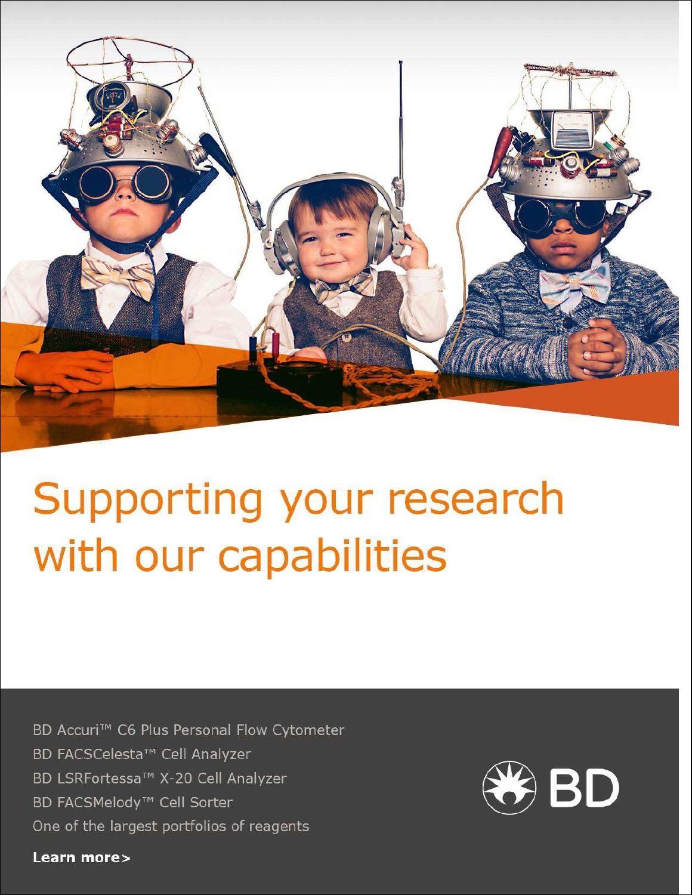# Supporting your research with our capabilities

BD Accuri™ C6 Plus Personal Flow Cytometer

BD FACSCelesta™ Cell Analyzer

BD LSRFortessa™ X-20 Cell Analyzer

BD FACSMelody™ Cell Sorter

One of the largest portfolios of reagents

**Learn more>**

BD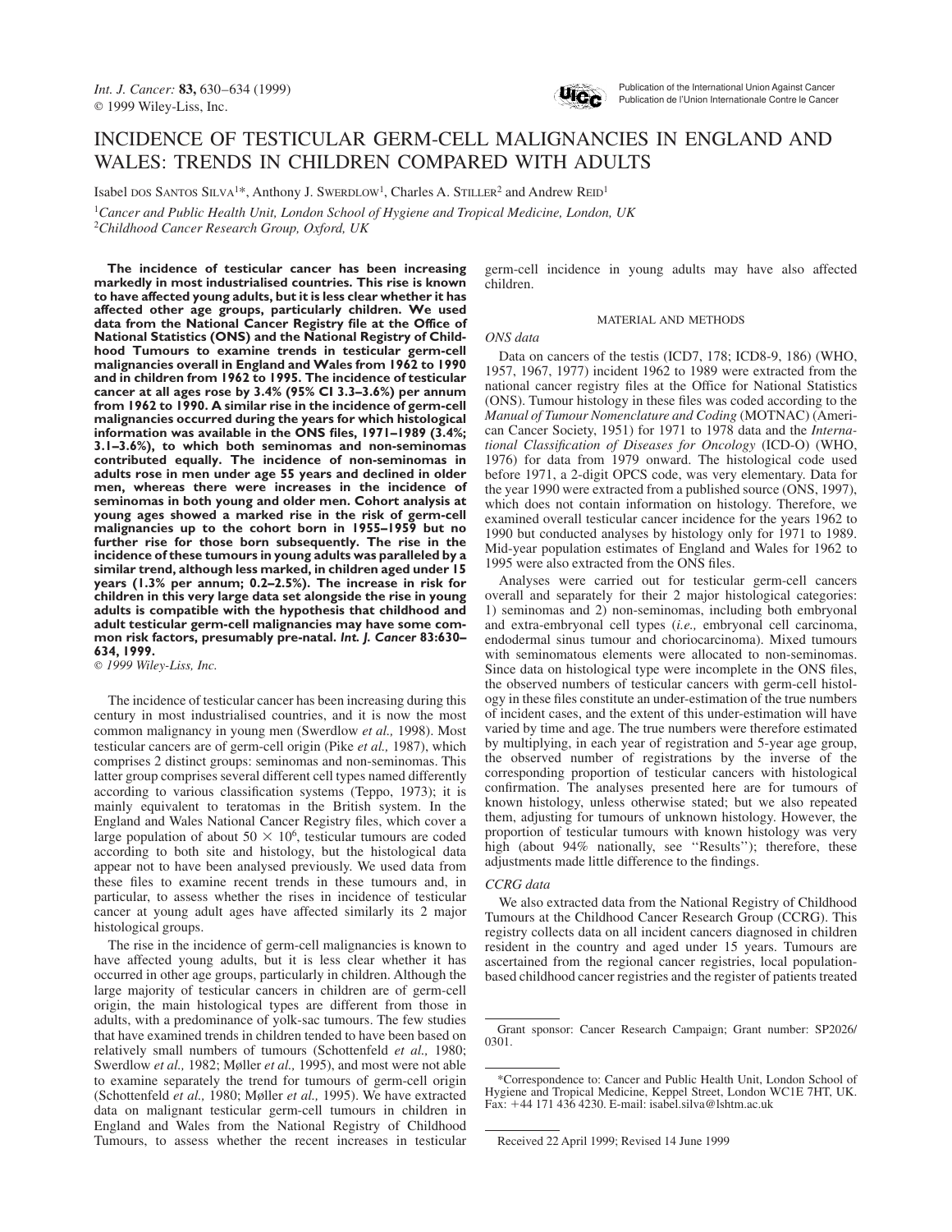# INCIDENCE OF TESTICULAR GERM-CELL MALIGNANCIES IN ENGLAND AND WALES: TRENDS IN CHILDREN COMPARED WITH ADULTS

Isabel DOS SANTOS SILVA[1]*, Anthony J. SWERDLOW[1], Charles A. STILLER[2] and Andrew REID[1]

[1]*Cancer and Public Health Unit, London School of Hygiene and Tropical Medicine, London, UK*
[2]*Childhood Cancer Research Group, Oxford, UK*

**The incidence of testicular cancer has been increasing markedly in most industrialised countries. This rise is known to have affected young adults, but it is less clear whether it has affected other age groups, particularly children. We used data from the National Cancer Registry file at the Office of National Statistics (ONS) and the National Registry of Childhood Tumours to examine trends in testicular germ-cell malignancies overall in England and Wales from 1962 to 1990 and in children from 1962 to 1995. The incidence of testicular cancer at all ages rose by 3.4% (95% CI 3.3–3.6%) per annum from 1962 to 1990. A similar rise in the incidence of germ-cell malignancies occurred during the years for which histological information was available in the ONS files, 1971–1989 (3.4%; 3.1–3.6%), to which both seminomas and non-seminomas contributed equally. The incidence of non-seminomas in adults rose in men under age 55 years and declined in older men, whereas there were increases in the incidence of seminomas in both young and older men. Cohort analysis at young ages showed a marked rise in the risk of germ-cell malignancies up to the cohort born in 1955–1959 but no further rise for those born subsequently. The rise in the incidence of these tumours in young adults was paralleled by a similar trend, although less marked, in children aged under 15 years (1.3% per annum; 0.2–2.5%). The increase in risk for children in this very large data set alongside the rise in young adults is compatible with the hypothesis that childhood and adult testicular germ-cell malignancies may have some common risk factors, presumably pre-natal. *Int. J. Cancer* 83:630–634, 1999.**

© *1999 Wiley-Liss, Inc.*

The incidence of testicular cancer has been increasing during this century in most industrialised countries, and it is now the most common malignancy in young men (Swerdlow *et al.,* 1998). Most testicular cancers are of germ-cell origin (Pike *et al.,* 1987), which comprises 2 distinct groups: seminomas and non-seminomas. This latter group comprises several different cell types named differently according to various classification systems (Teppo, 1973); it is mainly equivalent to teratomas in the British system. In the England and Wales National Cancer Registry files, which cover a large population of about $50 \times 10^6$, testicular tumours are coded according to both site and histology, but the histological data appear not to have been analysed previously. We used data from these files to examine recent trends in these tumours and, in particular, to assess whether the rises in incidence of testicular cancer at young adult ages have affected similarly its 2 major histological groups.

The rise in the incidence of germ-cell malignancies is known to have affected young adults, but it is less clear whether it has occurred in other age groups, particularly in children. Although the large majority of testicular cancers in children are of germ-cell origin, the main histological types are different from those in adults, with a predominance of yolk-sac tumours. The few studies that have examined trends in children tended to have been based on relatively small numbers of tumours (Schottenfeld *et al.,* 1980; Swerdlow *et al.,* 1982; Møller *et al.,* 1995), and most were not able to examine separately the trend for tumours of germ-cell origin (Schottenfeld *et al.,* 1980; Møller *et al.,* 1995). We have extracted data on malignant testicular germ-cell tumours in children in England and Wales from the National Registry of Childhood Tumours, to assess whether the recent increases in testicular germ-cell incidence in young adults may have also affected children.

## MATERIAL AND METHODS

### *ONS data*

Data on cancers of the testis (ICD7, 178; ICD8-9, 186) (WHO, 1957, 1967, 1977) incident 1962 to 1989 were extracted from the national cancer registry files at the Office for National Statistics (ONS). Tumour histology in these files was coded according to the *Manual of Tumour Nomenclature and Coding* (MOTNAC) (American Cancer Society, 1951) for 1971 to 1978 data and the *International Classification of Diseases for Oncology* (ICD-O) (WHO, 1976) for data from 1979 onward. The histological code used before 1971, a 2-digit OPCS code, was very elementary. Data for the year 1990 were extracted from a published source (ONS, 1997), which does not contain information on histology. Therefore, we examined overall testicular cancer incidence for the years 1962 to 1990 but conducted analyses by histology only for 1971 to 1989. Mid-year population estimates of England and Wales for 1962 to 1995 were also extracted from the ONS files.

Analyses were carried out for testicular germ-cell cancers overall and separately for their 2 major histological categories: 1) seminomas and 2) non-seminomas, including both embryonal and extra-embryonal cell types (*i.e.,* embryonal cell carcinoma, endodermal sinus tumour and choriocarcinoma). Mixed tumours with seminomatous elements were allocated to non-seminomas. Since data on histological type were incomplete in the ONS files, the observed numbers of testicular cancers with germ-cell histology in these files constitute an under-estimation of the true numbers of incident cases, and the extent of this under-estimation will have varied by time and age. The true numbers were therefore estimated by multiplying, in each year of registration and 5-year age group, the observed number of registrations by the inverse of the corresponding proportion of testicular cancers with histological confirmation. The analyses presented here are for tumours of known histology, unless otherwise stated; but we also repeated them, adjusting for tumours of unknown histology. However, the proportion of testicular tumours with known histology was very high (about 94% nationally, see "Results"); therefore, these adjustments made little difference to the findings.

### *CCRG data*

We also extracted data from the National Registry of Childhood Tumours at the Childhood Cancer Research Group (CCRG). This registry collects data on all incident cancers diagnosed in children resident in the country and aged under 15 years. Tumours are ascertained from the regional cancer registries, local population-based childhood cancer registries and the register of patients treated

---

Grant sponsor: Cancer Research Campaign; Grant number: SP2026/0301.

*Correspondence to: Cancer and Public Health Unit, London School of Hygiene and Tropical Medicine, Keppel Street, London WC1E 7HT, UK. Fax: +44 171 436 4230. E-mail: isabel.silva@lshtm.ac.uk

Received 22 April 1999; Revised 14 June 1999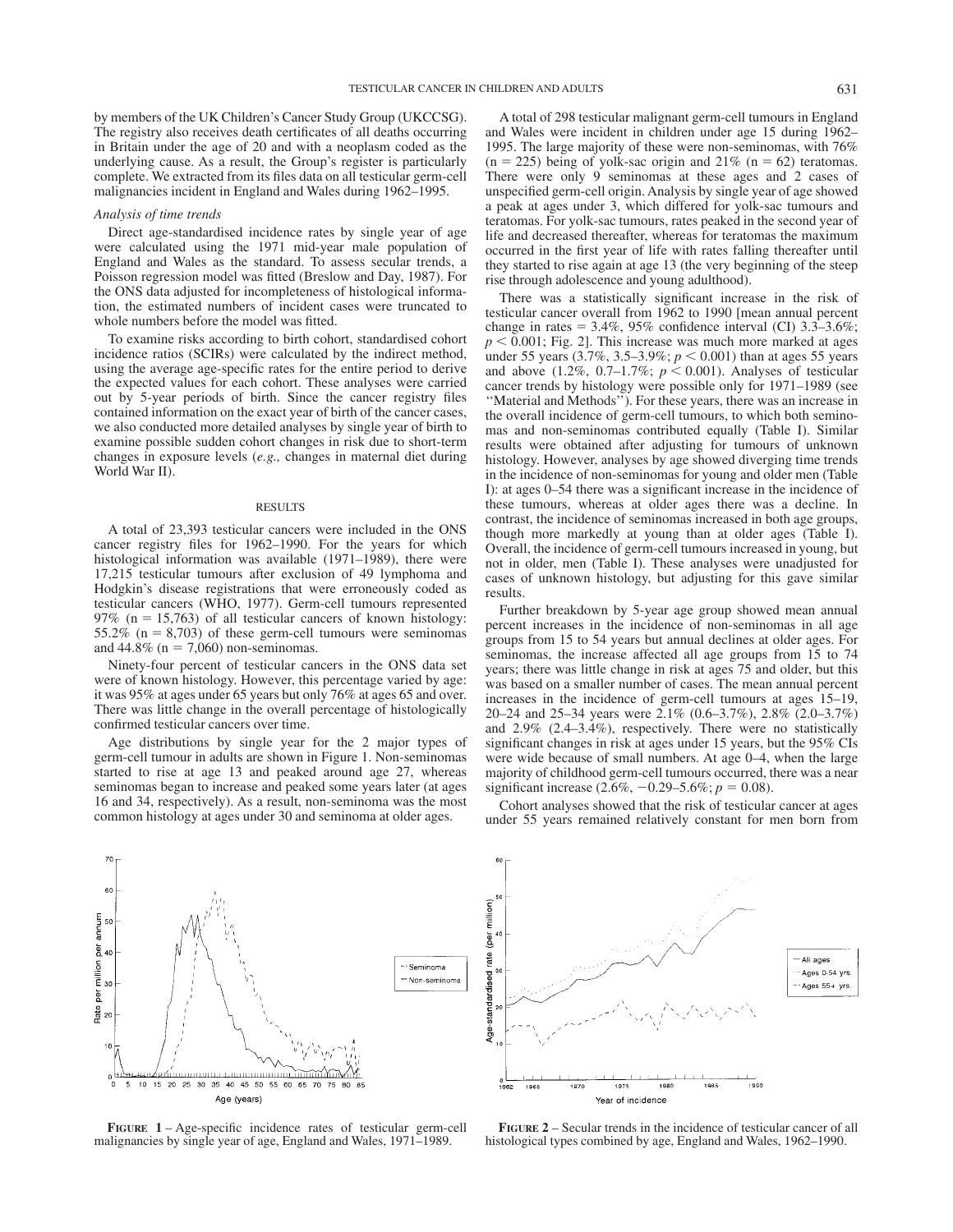by members of the UK Children's Cancer Study Group (UKCCSG). The registry also receives death certificates of all deaths occurring in Britain under the age of 20 and with a neoplasm coded as the underlying cause. As a result, the Group's register is particularly complete. We extracted from its files data on all testicular germ-cell malignancies incident in England and Wales during 1962–1995.

### *Analysis of time trends*

Direct age-standardised incidence rates by single year of age were calculated using the 1971 mid-year male population of England and Wales as the standard. To assess secular trends, a Poisson regression model was fitted (Breslow and Day, 1987). For the ONS data adjusted for incompleteness of histological information, the estimated numbers of incident cases were truncated to whole numbers before the model was fitted.

To examine risks according to birth cohort, standardised cohort incidence ratios (SCIRs) were calculated by the indirect method, using the average age-specific rates for the entire period to derive the expected values for each cohort. These analyses were carried out by 5-year periods of birth. Since the cancer registry files contained information on the exact year of birth of the cancer cases, we also conducted more detailed analyses by single year of birth to examine possible sudden cohort changes in risk due to short-term changes in exposure levels (*e.g.,* changes in maternal diet during World War II).

## RESULTS

A total of 23,393 testicular cancers were included in the ONS cancer registry files for 1962–1990. For the years for which histological information was available (1971–1989), there were 17,215 testicular tumours after exclusion of 49 lymphoma and Hodgkin's disease registrations that were erroneously coded as testicular cancers (WHO, 1977). Germ-cell tumours represented 97% (n = 15,763) of all testicular cancers of known histology: 55.2% (n = 8,703) of these germ-cell tumours were seminomas and 44.8% (n = 7,060) non-seminomas.

Ninety-four percent of testicular cancers in the ONS data set were of known histology. However, this percentage varied by age: it was 95% at ages under 65 years but only 76% at ages 65 and over. There was little change in the overall percentage of histologically confirmed testicular cancers over time.

Age distributions by single year for the 2 major types of germ-cell tumour in adults are shown in Figure 1. Non-seminomas started to rise at age 13 and peaked around age 27, whereas seminomas began to increase and peaked some years later (at ages 16 and 34, respectively). As a result, non-seminoma was the most common histology at ages under 30 and seminoma at older ages.

A total of 298 testicular malignant germ-cell tumours in England and Wales were incident in children under age 15 during 1962–1995. The large majority of these were non-seminomas, with 76% (n = 225) being of yolk-sac origin and 21% (n = 62) teratomas. There were only 9 seminomas at these ages and 2 cases of unspecified germ-cell origin. Analysis by single year of age showed a peak at ages under 3, which differed for yolk-sac tumours and teratomas. For yolk-sac tumours, rates peaked in the second year of life and decreased thereafter, whereas for teratomas the maximum occurred in the first year of life with rates falling thereafter until they started to rise again at age 13 (the very beginning of the steep rise through adolescence and young adulthood).

There was a statistically significant increase in the risk of testicular cancer overall from 1962 to 1990 [mean annual percent change in rates = 3.4%, 95% confidence interval (CI) 3.3–3.6%; $p < 0.001$; Fig. 2]. This increase was much more marked at ages under 55 years (3.7%, 3.5–3.9%; $p < 0.001$) than at ages 55 years and above (1.2%, 0.7–1.7%; $p < 0.001$). Analyses of testicular cancer trends by histology were possible only for 1971–1989 (see "Material and Methods"). For these years, there was an increase in the overall incidence of germ-cell tumours, to which both seminomas and non-seminomas contributed equally (Table I). Similar results were obtained after adjusting for tumours of unknown histology. However, analyses by age showed diverging time trends in the incidence of non-seminomas for young and older men (Table I): at ages 0–54 there was a significant increase in the incidence of these tumours, whereas at older ages there was a decline. In contrast, the incidence of seminomas increased in both age groups, though more markedly at young than at older ages (Table I). Overall, the incidence of germ-cell tumours increased in young, but not in older, men (Table I). These analyses were unadjusted for cases of unknown histology, but adjusting for this gave similar results.

Further breakdown by 5-year age group showed mean annual percent increases in the incidence of non-seminomas in all age groups from 15 to 54 years but annual declines at older ages. For seminomas, the increase affected all age groups from 15 to 74 years; there was little change in risk at ages 75 and older, but this was based on a smaller number of cases. The mean annual percent increases in the incidence of germ-cell tumours at ages 15–19, 20–24 and 25–34 years were 2.1% (0.6–3.7%), 2.8% (2.0–3.7%) and 2.9% (2.4–3.4%), respectively. There were no statistically significant changes in risk at ages under 15 years, but the 95% CIs were wide because of small numbers. At age 0–4, when the large majority of childhood germ-cell tumours occurred, there was a near significant increase (2.6%, −0.29–5.6%; $p = 0.08$).

Cohort analyses showed that the risk of testicular cancer at ages under 55 years remained relatively constant for men born from

**FIGURE 1** – Age-specific incidence rates of testicular germ-cell malignancies by single year of age, England and Wales, 1971–1989.

**FIGURE 2** – Secular trends in the incidence of testicular cancer of all histological types combined by age, England and Wales, 1962–1990.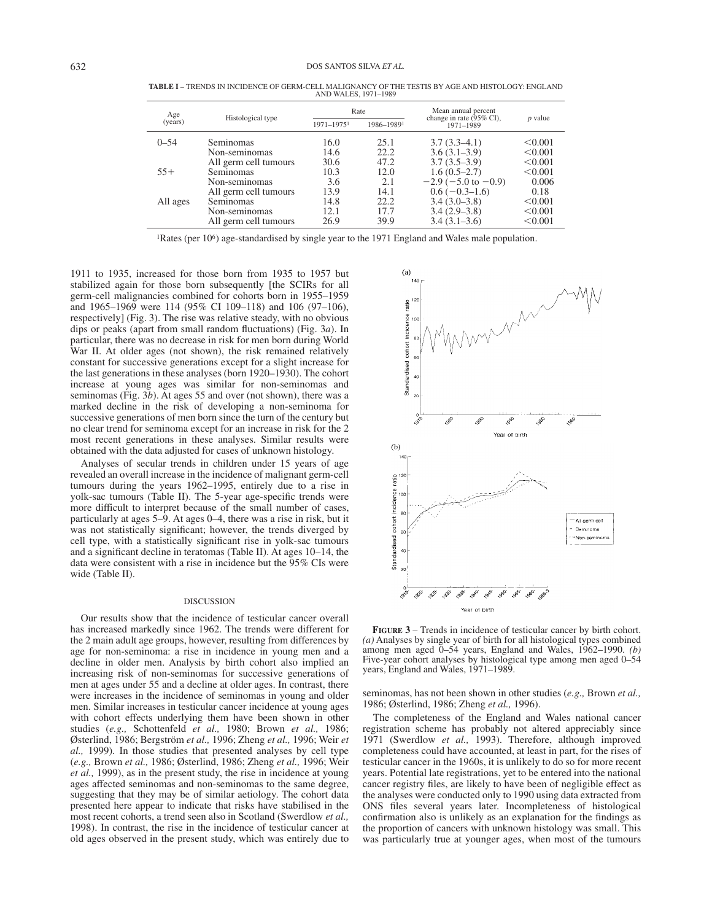**TABLE I** – TRENDS IN INCIDENCE OF GERM-CELL MALIGNANCY OF THE TESTIS BY AGE AND HISTOLOGY: ENGLAND AND WALES, 1971–1989

| Age (years) | Histological type | Rate | | Mean annual percent change in rate (95% CI), 1971–1989 | *p* value |
|---|---|---|---|---|---|
| | | 1971–1975[1] | 1986–1989[1] | | |
| 0–54 | Seminomas | 16.0 | 25.1 | 3.7 (3.3–4.1) | <0.001 |
| | Non-seminomas | 14.6 | 22.2 | 3.6 (3.1–3.9) | <0.001 |
| | All germ cell tumours | 30.6 | 47.2 | 3.7 (3.5–3.9) | <0.001 |
| 55+ | Seminomas | 10.3 | 12.0 | 1.6 (0.5–2.7) | <0.001 |
| | Non-seminomas | 3.6 | 2.1 | −2.9 (−5.0 to −0.9) | 0.006 |
| | All germ cell tumours | 13.9 | 14.1 | 0.6 (−0.3–1.6) | 0.18 |
| All ages | Seminomas | 14.8 | 22.2 | 3.4 (3.0–3.8) | <0.001 |
| | Non-seminomas | 12.1 | 17.7 | 3.4 (2.9–3.8) | <0.001 |
| | All germ cell tumours | 26.9 | 39.9 | 3.4 (3.1–3.6) | <0.001 |

[1]Rates (per $10^6$) age-standardised by single year to the 1971 England and Wales male population.

1911 to 1935, increased for those born from 1935 to 1957 but stabilized again for those born subsequently [the SCIRs for all germ-cell malignancies combined for cohorts born in 1955–1959 and 1965–1969 were 114 (95% CI 109–118) and 106 (97–106), respectively] (Fig. 3). The rise was relative steady, with no obvious dips or peaks (apart from small random fluctuations) (Fig. 3*a*). In particular, there was no decrease in risk for men born during World War II. At older ages (not shown), the risk remained relatively constant for successive generations except for a slight increase for the last generations in these analyses (born 1920–1930). The cohort increase at young ages was similar for non-seminomas and seminomas (Fig. 3*b*). At ages 55 and over (not shown), there was a marked decline in the risk of developing a non-seminoma for successive generations of men born since the turn of the century but no clear trend for seminoma except for an increase in risk for the 2 most recent generations in these analyses. Similar results were obtained with the data adjusted for cases of unknown histology.

Analyses of secular trends in children under 15 years of age revealed an overall increase in the incidence of malignant germ-cell tumours during the years 1962–1995, entirely due to a rise in yolk-sac tumours (Table II). The 5-year age-specific trends were more difficult to interpret because of the small number of cases, particularly at ages 5–9. At ages 0–4, there was a rise in risk, but it was not statistically significant; however, the trends diverged by cell type, with a statistically significant rise in yolk-sac tumours and a significant decline in teratomas (Table II). At ages 10–14, the data were consistent with a rise in incidence but the 95% CIs were wide (Table II).

**FIGURE 3** – Trends in incidence of testicular cancer by birth cohort. *(a)* Analyses by single year of birth for all histological types combined among men aged 0–54 years, England and Wales, 1962–1990. *(b)* Five-year cohort analyses by histological type among men aged 0–54 years, England and Wales, 1971–1989.

## DISCUSSION

Our results show that the incidence of testicular cancer overall has increased markedly since 1962. The trends were different for the 2 main adult age groups, however, resulting from differences by age for non-seminoma: a rise in incidence in young men and a decline in older men. Analysis by birth cohort also implied an increasing risk of non-seminomas for successive generations of men at ages under 55 and a decline at older ages. In contrast, there were increases in the incidence of seminomas in young and older men. Similar increases in testicular cancer incidence at young ages with cohort effects underlying them have been shown in other studies (*e.g.,* Schottenfeld *et al.,* 1980; Brown *et al.,* 1986; Østerlind, 1986; Bergström *et al.,* 1996; Zheng *et al.,* 1996; Weir *et al.,* 1999). In those studies that presented analyses by cell type (*e.g.,* Brown *et al.,* 1986; Østerlind, 1986; Zheng *et al.,* 1996; Weir *et al.,* 1999), as in the present study, the rise in incidence at young ages affected seminomas and non-seminomas to the same degree, suggesting that they may be of similar aetiology. The cohort data presented here appear to indicate that risks have stabilised in the most recent cohorts, a trend seen also in Scotland (Swerdlow *et al.,* 1998). In contrast, the rise in the incidence of testicular cancer at old ages observed in the present study, which was entirely due to seminomas, has not been shown in other studies (*e.g.,* Brown *et al.,* 1986; Østerlind, 1986; Zheng *et al.,* 1996).

The completeness of the England and Wales national cancer registration scheme has probably not altered appreciably since 1971 (Swerdlow *et al.,* 1993). Therefore, although improved completeness could have accounted, at least in part, for the rises of testicular cancer in the 1960s, it is unlikely to do so for more recent years. Potential late registrations, yet to be entered into the national cancer registry files, are likely to have been of negligible effect as the analyses were conducted only to 1990 using data extracted from ONS files several years later. Incompleteness of histological confirmation also is unlikely as an explanation for the findings as the proportion of cancers with unknown histology was small. This was particularly true at younger ages, when most of the tumours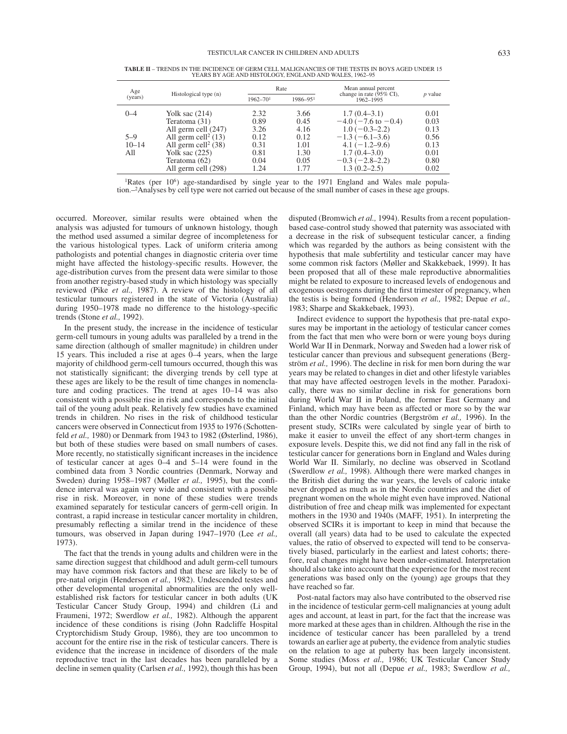**TABLE II** – TRENDS IN THE INCIDENCE OF GERM CELL MALIGNANCIES OF THE TESTIS IN BOYS AGED UNDER 15 YEARS BY AGE AND HISTOLOGY, ENGLAND AND WALES, 1962–95

| Age (years) | Histological type (n) | Rate | | Mean annual percent change in rate (95% CI), 1962–1995 | p value |
|---|---|---|---|---|---|
| | | 1962–70[1] | 1986–95[1] | | |
| 0–4 | Yolk sac (214) | 2.32 | 3.66 | 1.7 (0.4–3.1) | 0.01 |
| | Teratoma (31) | 0.89 | 0.45 | −4.0 (−7.6 to −0.4) | 0.03 |
| | All germ cell (247) | 3.26 | 4.16 | 1.0 (−0.3–2.2) | 0.13 |
| 5–9 | All germ cell[2] (13) | 0.12 | 0.12 | −1.3 (−6.1–3.6) | 0.56 |
| 10–14 | All germ cell[2] (38) | 0.31 | 1.01 | 4.1 (−1.2–9.6) | 0.13 |
| All | Yolk sac (225) | 0.81 | 1.30 | 1.7 (0.4–3.0) | 0.01 |
| | Teratoma (62) | 0.04 | 0.05 | −0.3 (−2.8–2.2) | 0.80 |
| | All germ cell (298) | 1.24 | 1.77 | 1.3 (0.2–2.5) | 0.02 |

[1]Rates (per $10^6$) age-standardised by single year to the 1971 England and Wales male population.–[2]Analyses by cell type were not carried out because of the small number of cases in these age groups.

occurred. Moreover, similar results were obtained when the analysis was adjusted for tumours of unknown histology, though the method used assumed a similar degree of incompleteness for the various histological types. Lack of uniform criteria among pathologists and potential changes in diagnostic criteria over time might have affected the histology-specific results. However, the age-distribution curves from the present data were similar to those from another registry-based study in which histology was specially reviewed (Pike *et al.,* 1987). A review of the histology of all testicular tumours registered in the state of Victoria (Australia) during 1950–1978 made no difference to the histology-specific trends (Stone *et al.,* 1992).

In the present study, the increase in the incidence of testicular germ-cell tumours in young adults was paralleled by a trend in the same direction (although of smaller magnitude) in children under 15 years. This included a rise at ages 0–4 years, when the large majority of childhood germ-cell tumours occurred, though this was not statistically significant; the diverging trends by cell type at these ages are likely to be the result of time changes in nomenclature and coding practices. The trend at ages 10–14 was also consistent with a possible rise in risk and corresponds to the initial tail of the young adult peak. Relatively few studies have examined trends in children. No rises in the risk of childhood testicular cancers were observed in Connecticut from 1935 to 1976 (Schottenfeld *et al.,* 1980) or Denmark from 1943 to 1982 (Østerlind, 1986), but both of these studies were based on small numbers of cases. More recently, no statistically significant increases in the incidence of testicular cancer at ages 0–4 and 5–14 were found in the combined data from 3 Nordic countries (Denmark, Norway and Sweden) during 1958–1987 (Møller *et al.,* 1995), but the confidence interval was again very wide and consistent with a possible rise in risk. Moreover, in none of these studies were trends examined separately for testicular cancers of germ-cell origin. In contrast, a rapid increase in testicular cancer mortality in children, presumably reflecting a similar trend in the incidence of these tumours, was observed in Japan during 1947–1970 (Lee *et al.,* 1973).

The fact that the trends in young adults and children were in the same direction suggest that childhood and adult germ-cell tumours may have common risk factors and that these are likely to be of pre-natal origin (Henderson *et al.,* 1982). Undescended testes and other developmental urogenital abnormalities are the only well-established risk factors for testicular cancer in both adults (UK Testicular Cancer Study Group, 1994) and children (Li and Fraumeni, 1972; Swerdlow *et al.,* 1982). Although the apparent incidence of these conditions is rising (John Radcliffe Hospital Cryptorchidism Study Group, 1986), they are too uncommon to account for the entire rise in the risk of testicular cancers. There is evidence that the increase in incidence of disorders of the male reproductive tract in the last decades has been paralleled by a decline in semen quality (Carlsen *et al.,* 1992), though this has been disputed (Bromwich *et al.,* 1994). Results from a recent population-based case-control study showed that paternity was associated with a decrease in the risk of subsequent testicular cancer, a finding which was regarded by the authors as being consistent with the hypothesis that male subfertility and testicular cancer may have some common risk factors (Møller and Skakkebaek, 1999). It has been proposed that all of these male reproductive abnormalities might be related to exposure to increased levels of endogenous and exogenous oestrogens during the first trimester of pregnancy, when the testis is being formed (Henderson *et al.,* 1982; Depue *et al.,* 1983; Sharpe and Skakkebaek, 1993).

Indirect evidence to support the hypothesis that pre-natal exposures may be important in the aetiology of testicular cancer comes from the fact that men who were born or were young boys during World War II in Denmark, Norway and Sweden had a lower risk of testicular cancer than previous and subsequent generations (Bergström *et al.,* 1996). The decline in risk for men born during the war years may be related to changes in diet and other lifestyle variables that may have affected oestrogen levels in the mother. Paradoxically, there was no similar decline in risk for generations born during World War II in Poland, the former East Germany and Finland, which may have been as affected or more so by the war than the other Nordic countries (Bergström *et al.,* 1996). In the present study, SCIRs were calculated by single year of birth to make it easier to unveil the effect of any short-term changes in exposure levels. Despite this, we did not find any fall in the risk of testicular cancer for generations born in England and Wales during World War II. Similarly, no decline was observed in Scotland (Swerdlow *et al.,* 1998). Although there were marked changes in the British diet during the war years, the levels of caloric intake never dropped as much as in the Nordic countries and the diet of pregnant women on the whole might even have improved. National distribution of free and cheap milk was implemented for expectant mothers in the 1930 and 1940s (MAFF, 1951). In interpreting the observed SCIRs it is important to keep in mind that because the overall (all years) data had to be used to calculate the expected values, the ratio of observed to expected will tend to be conservatively biased, particularly in the earliest and latest cohorts; therefore, real changes might have been under-estimated. Interpretation should also take into account that the experience for the most recent generations was based only on the (young) age groups that they have reached so far.

Post-natal factors may also have contributed to the observed rise in the incidence of testicular germ-cell malignancies at young adult ages and account, at least in part, for the fact that the increase was more marked at these ages than in children. Although the rise in the incidence of testicular cancer has been paralleled by a trend towards an earlier age at puberty, the evidence from analytic studies on the relation to age at puberty has been largely inconsistent. Some studies (Moss *et al.,* 1986; UK Testicular Cancer Study Group, 1994), but not all (Depue *et al.,* 1983; Swerdlow *et al.,*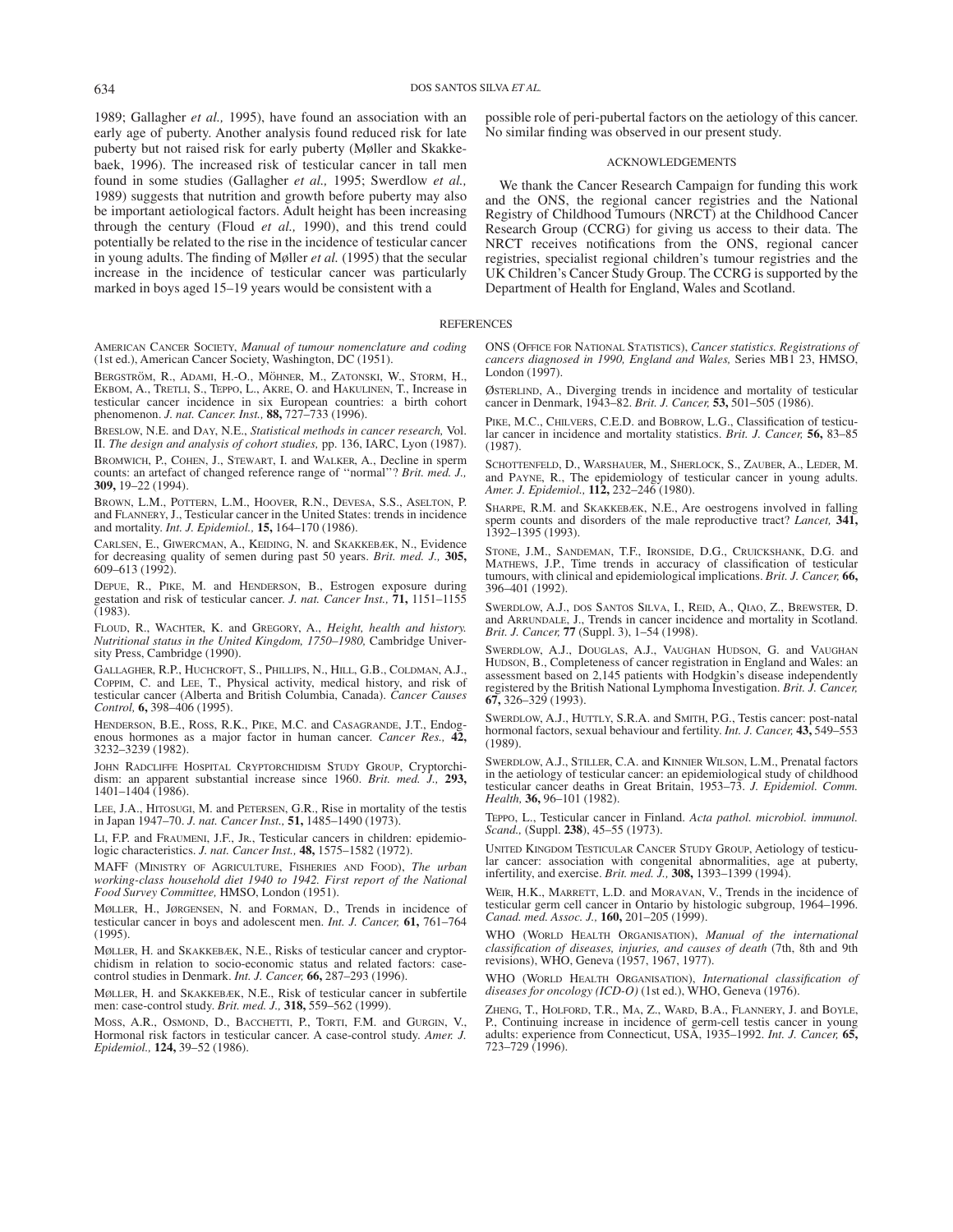1989; Gallagher *et al.,* 1995), have found an association with an early age of puberty. Another analysis found reduced risk for late puberty but not raised risk for early puberty (Møller and Skakkebaek, 1996). The increased risk of testicular cancer in tall men found in some studies (Gallagher *et al.,* 1995; Swerdlow *et al.,* 1989) suggests that nutrition and growth before puberty may also be important aetiological factors. Adult height has been increasing through the century (Floud *et al.,* 1990), and this trend could potentially be related to the rise in the incidence of testicular cancer in young adults. The finding of Møller *et al.* (1995) that the secular increase in the incidence of testicular cancer was particularly marked in boys aged 15–19 years would be consistent with a possible role of peri-pubertal factors on the aetiology of this cancer. No similar finding was observed in our present study.

## ACKNOWLEDGEMENTS

We thank the Cancer Research Campaign for funding this work and the ONS, the regional cancer registries and the National Registry of Childhood Tumours (NRCT) at the Childhood Cancer Research Group (CCRG) for giving us access to their data. The NRCT receives notifications from the ONS, regional cancer registries, specialist regional children's tumour registries and the UK Children's Cancer Study Group. The CCRG is supported by the Department of Health for England, Wales and Scotland.

## REFERENCES

American Cancer Society, *Manual of tumour nomenclature and coding* (1st ed.), American Cancer Society, Washington, DC (1951).

Bergström, R., Adami, H.-O., Möhner, M., Zatonski, W., Storm, H., Ekbom, A., Tretli, S., Teppo, L., Akre, O. and Hakulinen, T., Increase in testicular cancer incidence in six European countries: a birth cohort phenomenon. *J. nat. Cancer. Inst.,* **88,** 727–733 (1996).

Breslow, N.E. and Day, N.E., *Statistical methods in cancer research,* Vol. II. *The design and analysis of cohort studies,* pp. 136, IARC, Lyon (1987).

Bromwich, P., Cohen, J., Stewart, I. and Walker, A., Decline in sperm counts: an artefact of changed reference range of ''normal''? *Brit. med. J.,* **309,** 19–22 (1994).

Brown, L.M., Pottern, L.M., Hoover, R.N., Devesa, S.S., Aselton, P. and Flannery, J., Testicular cancer in the United States: trends in incidence and mortality. *Int. J. Epidemiol.,* **15,** 164–170 (1986).

Carlsen, E., Giwercman, A., Keiding, N. and Skakkebæk, N., Evidence for decreasing quality of semen during past 50 years. *Brit. med. J.,* **305,** 609–613 (1992).

Depue, R., Pike, M. and Henderson, B., Estrogen exposure during gestation and risk of testicular cancer. *J. nat. Cancer Inst.,* **71,** 1151–1155 (1983).

Floud, R., Wachter, K. and Gregory, A., *Height, health and history. Nutritional status in the United Kingdom, 1750–1980,* Cambridge University Press, Cambridge (1990).

Gallagher, R.P., Huchcroft, S., Phillips, N., Hill, G.B., Coldman, A.J., Coppim, C. and Lee, T., Physical activity, medical history, and risk of testicular cancer (Alberta and British Columbia, Canada). *Cancer Causes Control,* **6,** 398–406 (1995).

Henderson, B.E., Ross, R.K., Pike, M.C. and Casagrande, J.T., Endogenous hormones as a major factor in human cancer. *Cancer Res.,* **42,** 3232–3239 (1982).

John Radcliffe Hospital Cryptorchidism Study Group, Cryptorchidism: an apparent substantial increase since 1960. *Brit. med. J.,* **293,** 1401–1404 (1986).

Lee, J.A., Hitosugi, M. and Petersen, G.R., Rise in mortality of the testis in Japan 1947–70. *J. nat. Cancer Inst.,* **51,** 1485–1490 (1973).

Li, F.P. and Fraumeni, J.F., Jr., Testicular cancers in children: epidemiologic characteristics. *J. nat. Cancer Inst.,* **48,** 1575–1582 (1972).

MAFF (Ministry of Agriculture, Fisheries and Food), *The urban working-class household diet 1940 to 1942. First report of the National Food Survey Committee,* HMSO, London (1951).

Møller, H., Jørgensen, N. and Forman, D., Trends in incidence of testicular cancer in boys and adolescent men. *Int. J. Cancer,* **61,** 761–764 (1995).

Møller, H. and Skakkebæk, N.E., Risks of testicular cancer and cryptorchidism in relation to socio-economic status and related factors: case-control studies in Denmark. *Int. J. Cancer,* **66,** 287–293 (1996).

Møller, H. and Skakkebæk, N.E., Risk of testicular cancer in subfertile men: case-control study. *Brit. med. J.,* **318,** 559–562 (1999).

Moss, A.R., Osmond, D., Bacchetti, P., Torti, F.M. and Gurgin, V., Hormonal risk factors in testicular cancer. A case-control study. *Amer. J. Epidemiol.,* **124,** 39–52 (1986).

ONS (Office for National Statistics), *Cancer statistics. Registrations of cancers diagnosed in 1990, England and Wales,* Series MB1 23, HMSO, London (1997).

Østerlind, A., Diverging trends in incidence and mortality of testicular cancer in Denmark, 1943–82. *Brit. J. Cancer,* **53,** 501–505 (1986).

Pike, M.C., Chilvers, C.E.D. and Bobrow, L.G., Classification of testicular cancer in incidence and mortality statistics. *Brit. J. Cancer,* **56,** 83–85 (1987).

Schottenfeld, D., Warshauer, M., Sherlock, S., Zauber, A., Leder, M. and Payne, R., The epidemiology of testicular cancer in young adults. *Amer. J. Epidemiol.,* **112,** 232–246 (1980).

Sharpe, R.M. and Skakkebæk, N.E., Are oestrogens involved in falling sperm counts and disorders of the male reproductive tract? *Lancet,* **341,** 1392–1395 (1993).

Stone, J.M., Sandeman, T.F., Ironside, D.G., Cruickshank, D.G. and Mathews, J.P., Time trends in accuracy of classification of testicular tumours, with clinical and epidemiological implications. *Brit. J. Cancer,* **66,** 396–401 (1992).

Swerdlow, A.J., dos Santos Silva, I., Reid, A., Qiao, Z., Brewster, D. and Arrundale, J., Trends in cancer incidence and mortality in Scotland. *Brit. J. Cancer,* **77** (Suppl. 3), 1–54 (1998).

Swerdlow, A.J., Douglas, A.J., Vaughan Hudson, G. and Vaughan Hudson, B., Completeness of cancer registration in England and Wales: an assessment based on 2,145 patients with Hodgkin's disease independently registered by the British National Lymphoma Investigation. *Brit. J. Cancer,* **67,** 326–329 (1993).

Swerdlow, A.J., Huttly, S.R.A. and Smith, P.G., Testis cancer: post-natal hormonal factors, sexual behaviour and fertility. *Int. J. Cancer,* **43,** 549–553 (1989).

Swerdlow, A.J., Stiller, C.A. and Kinnier Wilson, L.M., Prenatal factors in the aetiology of testicular cancer: an epidemiological study of childhood testicular cancer deaths in Great Britain, 1953–73. *J. Epidemiol. Comm. Health,* **36,** 96–101 (1982).

Teppo, L., Testicular cancer in Finland. *Acta pathol. microbiol. immunol. Scand.,* (Suppl. **238**), 45–55 (1973).

United Kingdom Testicular Cancer Study Group, Aetiology of testicular cancer: association with congenital abnormalities, age at puberty, infertility, and exercise. *Brit. med. J.,* **308,** 1393–1399 (1994).

Weir, H.K., Marrett, L.D. and Moravan, V., Trends in the incidence of testicular germ cell cancer in Ontario by histologic subgroup, 1964–1996. *Canad. med. Assoc. J.,* **160,** 201–205 (1999).

WHO (World Health Organisation), *Manual of the international classification of diseases, injuries, and causes of death* (7th, 8th and 9th revisions), WHO, Geneva (1957, 1967, 1977).

WHO (World Health Organisation), *International classification of diseases for oncology (ICD-O)* (1st ed.), WHO, Geneva (1976).

Zheng, T., Holford, T.R., Ma, Z., Ward, B.A., Flannery, J. and Boyle, P., Continuing increase in incidence of germ-cell testis cancer in young adults: experience from Connecticut, USA, 1935–1992. *Int. J. Cancer,* **65,** 723–729 (1996).